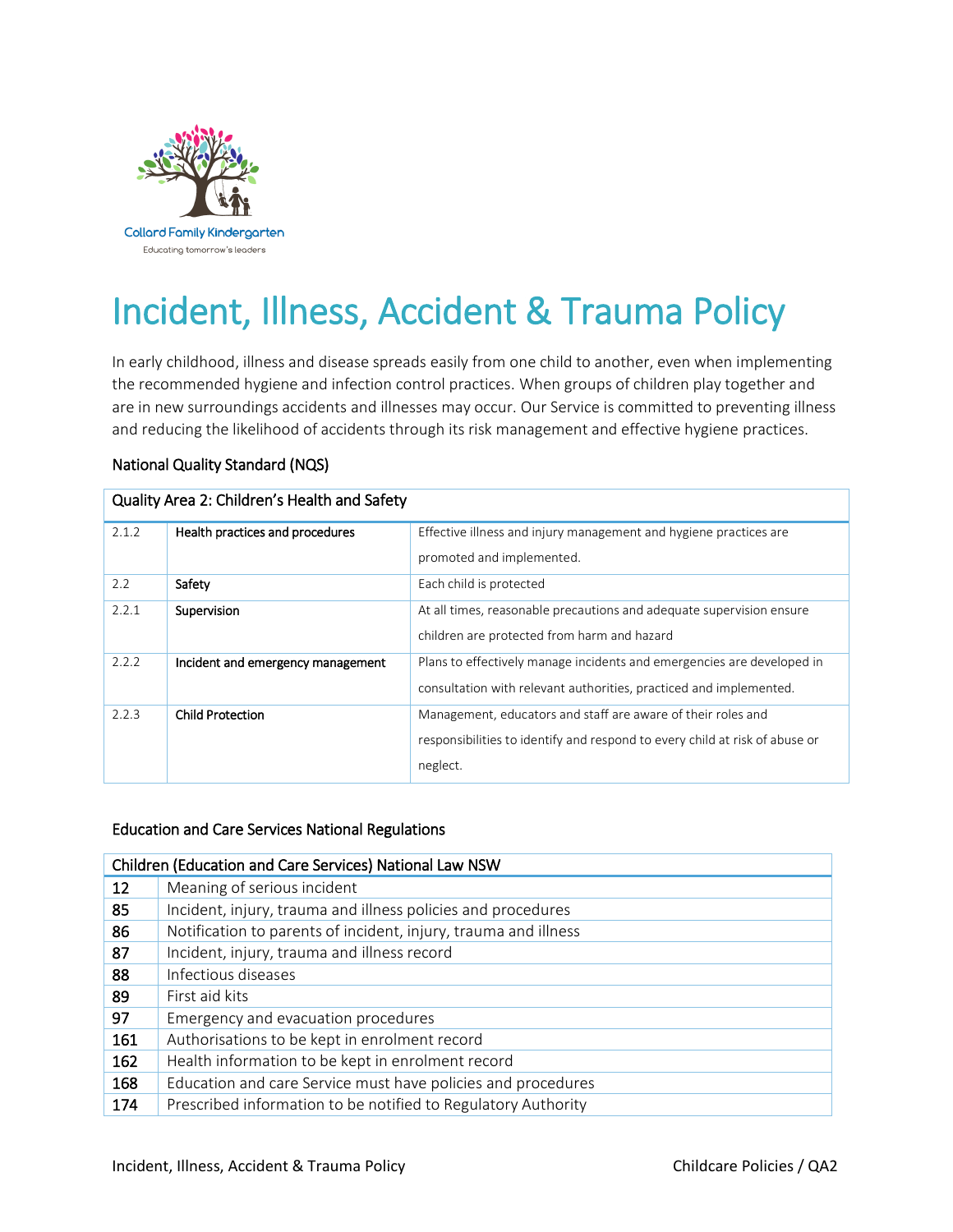Collard Family Kindergarten

Educating tomorrow's leaders

# Incident, Illness, Accident & Trauma Policy

In early childhood, illness and disease spreads easily from one child to another, even when implementing the recommended hygiene and infection control practices. When groups of children play together and are in new surroundings accidents and illnesses may occur. Our Service is committed to preventing illness and reducing the likelihood of accidents through its risk management and effective hygiene practices.

## National Quality Standard (NQS)

| Quality Area 2: Children's Health and Safety | | |
|---|---|---|
| 2.1.2 | Health practices and procedures | Effective illness and injury management and hygiene practices are promoted and implemented. |
| 2.2 | Safety | Each child is protected |
| 2.2.1 | Supervision | At all times, reasonable precautions and adequate supervision ensure children are protected from harm and hazard |
| 2.2.2 | Incident and emergency management | Plans to effectively manage incidents and emergencies are developed in consultation with relevant authorities, practiced and implemented. |
| 2.2.3 | Child Protection | Management, educators and staff are aware of their roles and responsibilities to identify and respond to every child at risk of abuse or neglect. |

## Education and Care Services National Regulations

| Children (Education and Care Services) National Law NSW | |
|---|---|
| 12 | Meaning of serious incident |
| 85 | Incident, injury, trauma and illness policies and procedures |
| 86 | Notification to parents of incident, injury, trauma and illness |
| 87 | Incident, injury, trauma and illness record |
| 88 | Infectious diseases |
| 89 | First aid kits |
| 97 | Emergency and evacuation procedures |
| 161 | Authorisations to be kept in enrolment record |
| 162 | Health information to be kept in enrolment record |
| 168 | Education and care Service must have policies and procedures |
| 174 | Prescribed information to be notified to Regulatory Authority |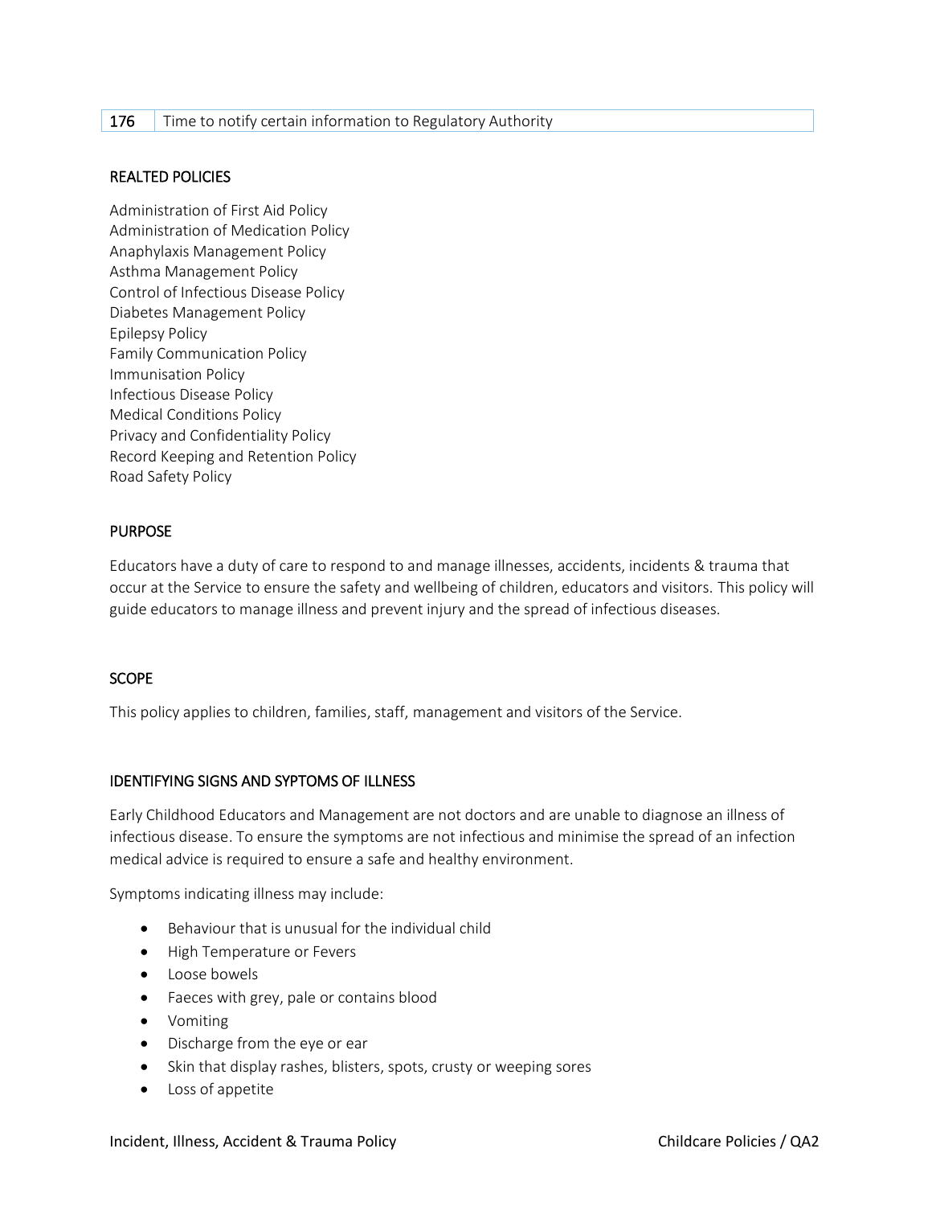| 176 | Time to notify certain information to Regulatory Authority |
|---|---|

## REALTED POLICIES

Administration of First Aid Policy
Administration of Medication Policy
Anaphylaxis Management Policy
Asthma Management Policy
Control of Infectious Disease Policy
Diabetes Management Policy
Epilepsy Policy
Family Communication Policy
Immunisation Policy
Infectious Disease Policy
Medical Conditions Policy
Privacy and Confidentiality Policy
Record Keeping and Retention Policy
Road Safety Policy

## PURPOSE

Educators have a duty of care to respond to and manage illnesses, accidents, incidents & trauma that occur at the Service to ensure the safety and wellbeing of children, educators and visitors. This policy will guide educators to manage illness and prevent injury and the spread of infectious diseases.

## SCOPE

This policy applies to children, families, staff, management and visitors of the Service.

## IDENTIFYING SIGNS AND SYPTOMS OF ILLNESS

Early Childhood Educators and Management are not doctors and are unable to diagnose an illness of infectious disease. To ensure the symptoms are not infectious and minimise the spread of an infection medical advice is required to ensure a safe and healthy environment.

Symptoms indicating illness may include:

- Behaviour that is unusual for the individual child
- High Temperature or Fevers
- Loose bowels
- Faeces with grey, pale or contains blood
- Vomiting
- Discharge from the eye or ear
- Skin that display rashes, blisters, spots, crusty or weeping sores
- Loss of appetite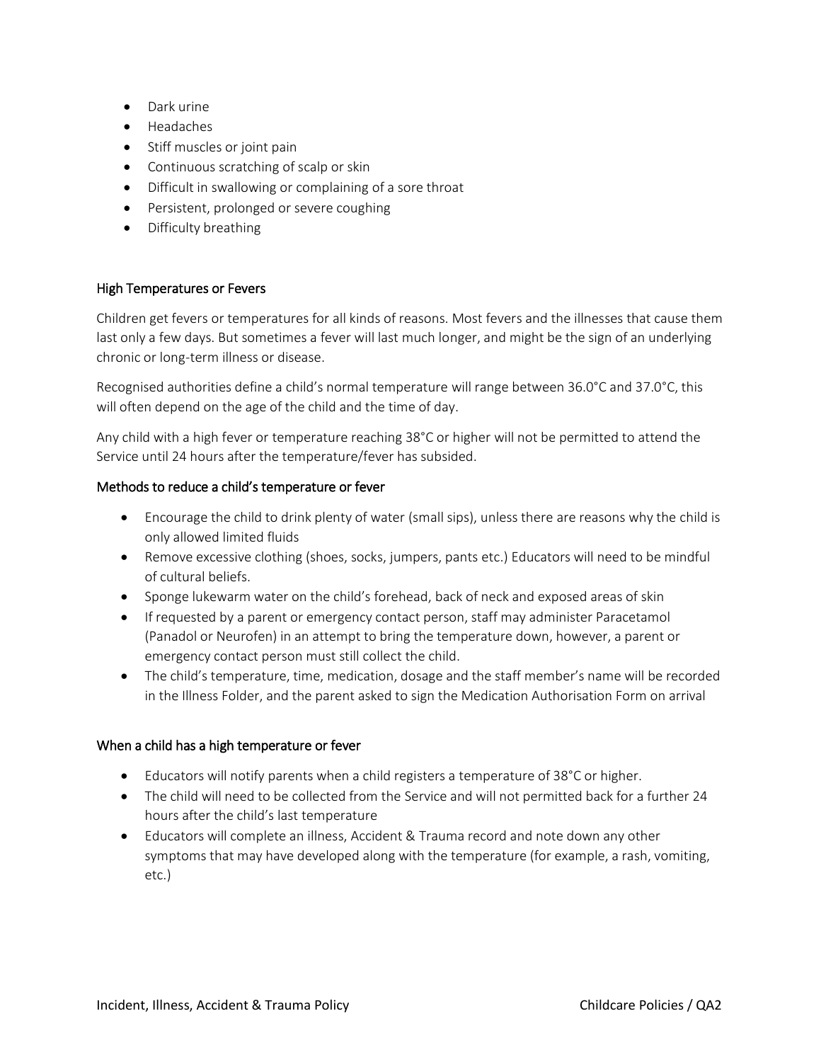- Dark urine
- Headaches
- Stiff muscles or joint pain
- Continuous scratching of scalp or skin
- Difficult in swallowing or complaining of a sore throat
- Persistent, prolonged or severe coughing
- Difficulty breathing

## High Temperatures or Fevers

Children get fevers or temperatures for all kinds of reasons. Most fevers and the illnesses that cause them last only a few days. But sometimes a fever will last much longer, and might be the sign of an underlying chronic or long-term illness or disease.

Recognised authorities define a child's normal temperature will range between 36.0°C and 37.0°C, this will often depend on the age of the child and the time of day.

Any child with a high fever or temperature reaching 38°C or higher will not be permitted to attend the Service until 24 hours after the temperature/fever has subsided.

### Methods to reduce a child's temperature or fever

- Encourage the child to drink plenty of water (small sips), unless there are reasons why the child is only allowed limited fluids
- Remove excessive clothing (shoes, socks, jumpers, pants etc.) Educators will need to be mindful of cultural beliefs.
- Sponge lukewarm water on the child's forehead, back of neck and exposed areas of skin
- If requested by a parent or emergency contact person, staff may administer Paracetamol (Panadol or Neurofen) in an attempt to bring the temperature down, however, a parent or emergency contact person must still collect the child.
- The child's temperature, time, medication, dosage and the staff member's name will be recorded in the Illness Folder, and the parent asked to sign the Medication Authorisation Form on arrival

### When a child has a high temperature or fever

- Educators will notify parents when a child registers a temperature of 38°C or higher.
- The child will need to be collected from the Service and will not permitted back for a further 24 hours after the child's last temperature
- Educators will complete an illness, Accident & Trauma record and note down any other symptoms that may have developed along with the temperature (for example, a rash, vomiting, etc.)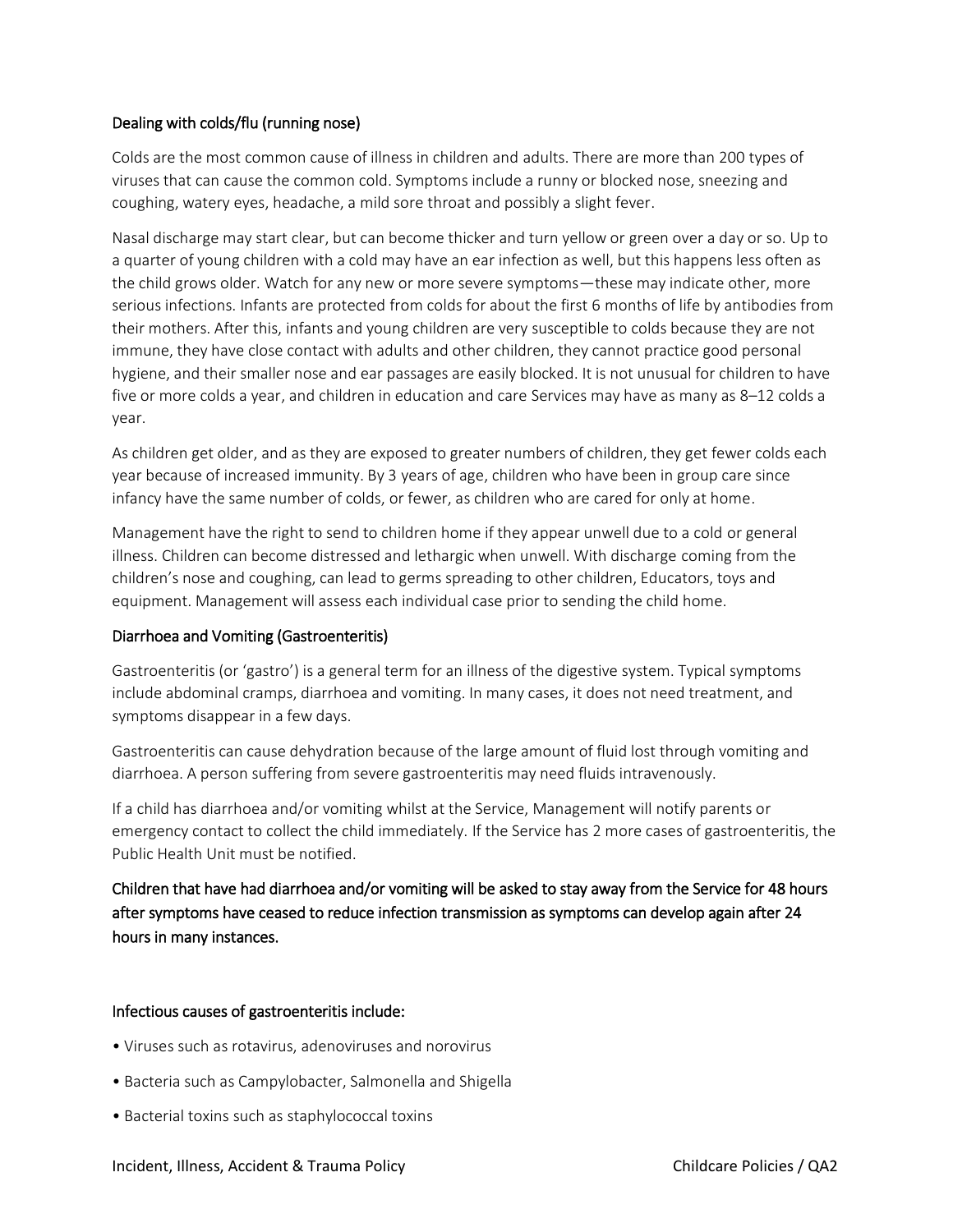### Dealing with colds/flu (running nose)

Colds are the most common cause of illness in children and adults. There are more than 200 types of viruses that can cause the common cold. Symptoms include a runny or blocked nose, sneezing and coughing, watery eyes, headache, a mild sore throat and possibly a slight fever.

Nasal discharge may start clear, but can become thicker and turn yellow or green over a day or so. Up to a quarter of young children with a cold may have an ear infection as well, but this happens less often as the child grows older. Watch for any new or more severe symptoms—these may indicate other, more serious infections. Infants are protected from colds for about the first 6 months of life by antibodies from their mothers. After this, infants and young children are very susceptible to colds because they are not immune, they have close contact with adults and other children, they cannot practice good personal hygiene, and their smaller nose and ear passages are easily blocked. It is not unusual for children to have five or more colds a year, and children in education and care Services may have as many as 8–12 colds a year.

As children get older, and as they are exposed to greater numbers of children, they get fewer colds each year because of increased immunity. By 3 years of age, children who have been in group care since infancy have the same number of colds, or fewer, as children who are cared for only at home.

Management have the right to send to children home if they appear unwell due to a cold or general illness. Children can become distressed and lethargic when unwell. With discharge coming from the children's nose and coughing, can lead to germs spreading to other children, Educators, toys and equipment. Management will assess each individual case prior to sending the child home.

### Diarrhoea and Vomiting (Gastroenteritis)

Gastroenteritis (or 'gastro') is a general term for an illness of the digestive system. Typical symptoms include abdominal cramps, diarrhoea and vomiting. In many cases, it does not need treatment, and symptoms disappear in a few days.

Gastroenteritis can cause dehydration because of the large amount of fluid lost through vomiting and diarrhoea. A person suffering from severe gastroenteritis may need fluids intravenously.

If a child has diarrhoea and/or vomiting whilst at the Service, Management will notify parents or emergency contact to collect the child immediately. If the Service has 2 more cases of gastroenteritis, the Public Health Unit must be notified.

Children that have had diarrhoea and/or vomiting will be asked to stay away from the Service for 48 hours after symptoms have ceased to reduce infection transmission as symptoms can develop again after 24 hours in many instances.

### Infectious causes of gastroenteritis include:

- Viruses such as rotavirus, adenoviruses and norovirus
- Bacteria such as Campylobacter, Salmonella and Shigella
- Bacterial toxins such as staphylococcal toxins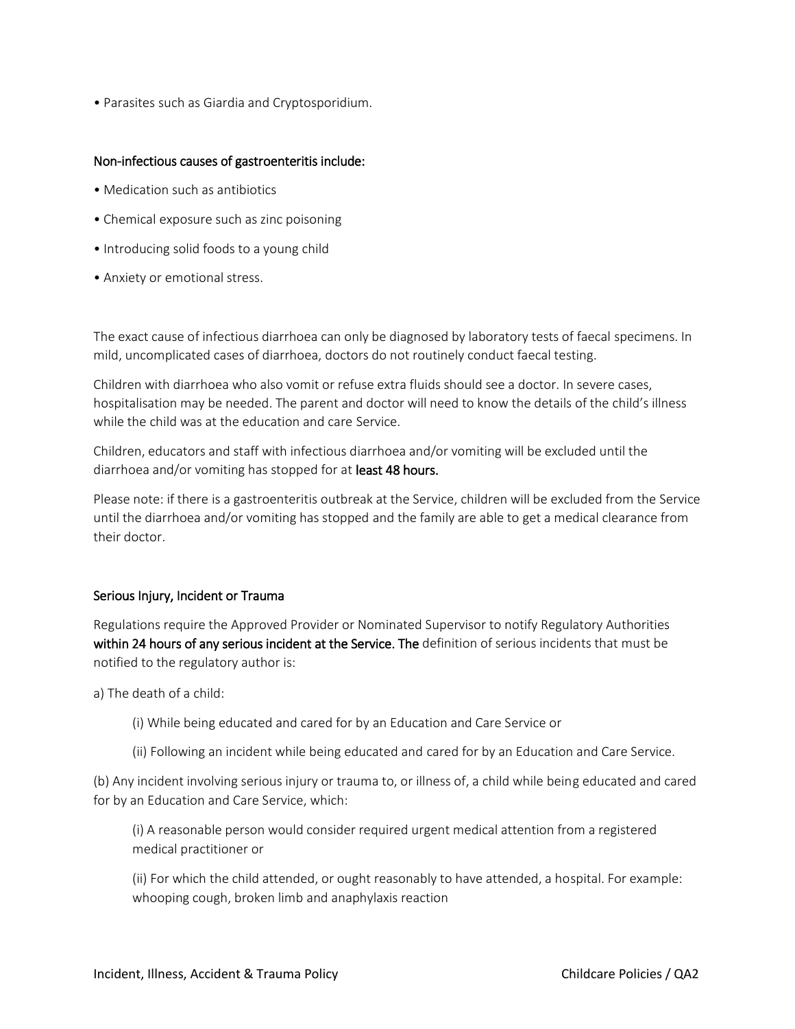• Parasites such as Giardia and Cryptosporidium.

Non-infectious causes of gastroenteritis include:

• Medication such as antibiotics

• Chemical exposure such as zinc poisoning

• Introducing solid foods to a young child

• Anxiety or emotional stress.

The exact cause of infectious diarrhoea can only be diagnosed by laboratory tests of faecal specimens. In mild, uncomplicated cases of diarrhoea, doctors do not routinely conduct faecal testing.

Children with diarrhoea who also vomit or refuse extra fluids should see a doctor. In severe cases, hospitalisation may be needed. The parent and doctor will need to know the details of the child's illness while the child was at the education and care Service.

Children, educators and staff with infectious diarrhoea and/or vomiting will be excluded until the diarrhoea and/or vomiting has stopped for at **least 48 hours.**

Please note: if there is a gastroenteritis outbreak at the Service, children will be excluded from the Service until the diarrhoea and/or vomiting has stopped and the family are able to get a medical clearance from their doctor.

Serious Injury, Incident or Trauma

Regulations require the Approved Provider or Nominated Supervisor to notify Regulatory Authorities **within 24 hours of any serious incident at the Service. The** definition of serious incidents that must be notified to the regulatory author is:

a) The death of a child:

(i) While being educated and cared for by an Education and Care Service or

(ii) Following an incident while being educated and cared for by an Education and Care Service.

(b) Any incident involving serious injury or trauma to, or illness of, a child while being educated and cared for by an Education and Care Service, which:

(i) A reasonable person would consider required urgent medical attention from a registered medical practitioner or

(ii) For which the child attended, or ought reasonably to have attended, a hospital. For example: whooping cough, broken limb and anaphylaxis reaction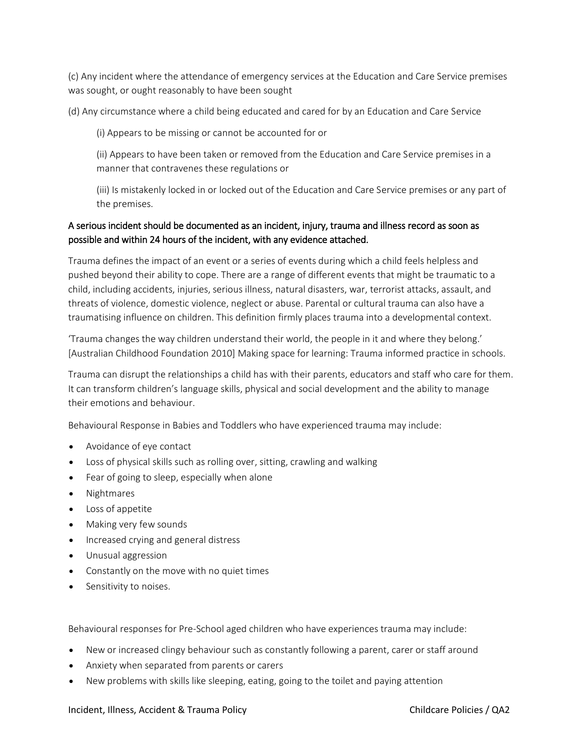(c) Any incident where the attendance of emergency services at the Education and Care Service premises was sought, or ought reasonably to have been sought

(d) Any circumstance where a child being educated and cared for by an Education and Care Service

(i) Appears to be missing or cannot be accounted for or

(ii) Appears to have been taken or removed from the Education and Care Service premises in a manner that contravenes these regulations or

(iii) Is mistakenly locked in or locked out of the Education and Care Service premises or any part of the premises.

A serious incident should be documented as an incident, injury, trauma and illness record as soon as possible and within 24 hours of the incident, with any evidence attached.

Trauma defines the impact of an event or a series of events during which a child feels helpless and pushed beyond their ability to cope. There are a range of different events that might be traumatic to a child, including accidents, injuries, serious illness, natural disasters, war, terrorist attacks, assault, and threats of violence, domestic violence, neglect or abuse. Parental or cultural trauma can also have a traumatising influence on children. This definition firmly places trauma into a developmental context.

'Trauma changes the way children understand their world, the people in it and where they belong.' [Australian Childhood Foundation 2010] Making space for learning: Trauma informed practice in schools.

Trauma can disrupt the relationships a child has with their parents, educators and staff who care for them. It can transform children's language skills, physical and social development and the ability to manage their emotions and behaviour.

Behavioural Response in Babies and Toddlers who have experienced trauma may include:

- Avoidance of eye contact
- Loss of physical skills such as rolling over, sitting, crawling and walking
- Fear of going to sleep, especially when alone
- Nightmares
- Loss of appetite
- Making very few sounds
- Increased crying and general distress
- Unusual aggression
- Constantly on the move with no quiet times
- Sensitivity to noises.

Behavioural responses for Pre-School aged children who have experiences trauma may include:

- New or increased clingy behaviour such as constantly following a parent, carer or staff around
- Anxiety when separated from parents or carers
- New problems with skills like sleeping, eating, going to the toilet and paying attention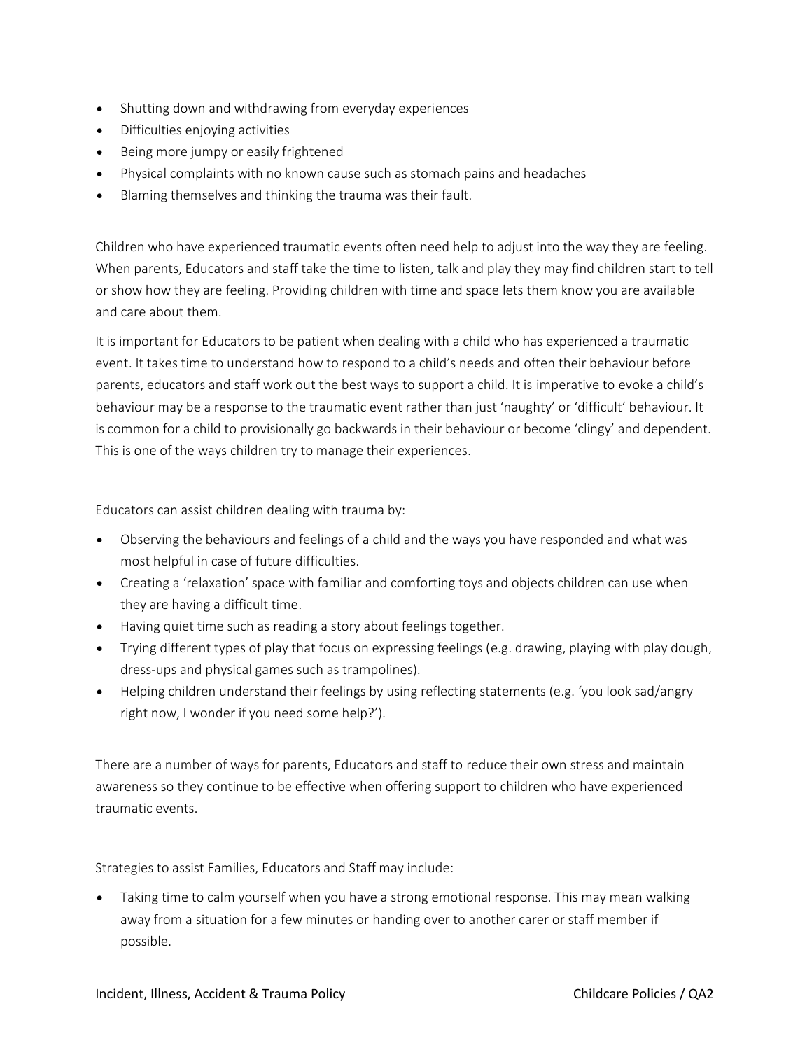- Shutting down and withdrawing from everyday experiences
- Difficulties enjoying activities
- Being more jumpy or easily frightened
- Physical complaints with no known cause such as stomach pains and headaches
- Blaming themselves and thinking the trauma was their fault.

Children who have experienced traumatic events often need help to adjust into the way they are feeling. When parents, Educators and staff take the time to listen, talk and play they may find children start to tell or show how they are feeling. Providing children with time and space lets them know you are available and care about them.

It is important for Educators to be patient when dealing with a child who has experienced a traumatic event. It takes time to understand how to respond to a child's needs and often their behaviour before parents, educators and staff work out the best ways to support a child. It is imperative to evoke a child's behaviour may be a response to the traumatic event rather than just 'naughty' or 'difficult' behaviour. It is common for a child to provisionally go backwards in their behaviour or become 'clingy' and dependent. This is one of the ways children try to manage their experiences.

Educators can assist children dealing with trauma by:

- Observing the behaviours and feelings of a child and the ways you have responded and what was most helpful in case of future difficulties.
- Creating a 'relaxation' space with familiar and comforting toys and objects children can use when they are having a difficult time.
- Having quiet time such as reading a story about feelings together.
- Trying different types of play that focus on expressing feelings (e.g. drawing, playing with play dough, dress-ups and physical games such as trampolines).
- Helping children understand their feelings by using reflecting statements (e.g. 'you look sad/angry right now, I wonder if you need some help?').

There are a number of ways for parents, Educators and staff to reduce their own stress and maintain awareness so they continue to be effective when offering support to children who have experienced traumatic events.

Strategies to assist Families, Educators and Staff may include:

- Taking time to calm yourself when you have a strong emotional response. This may mean walking away from a situation for a few minutes or handing over to another carer or staff member if possible.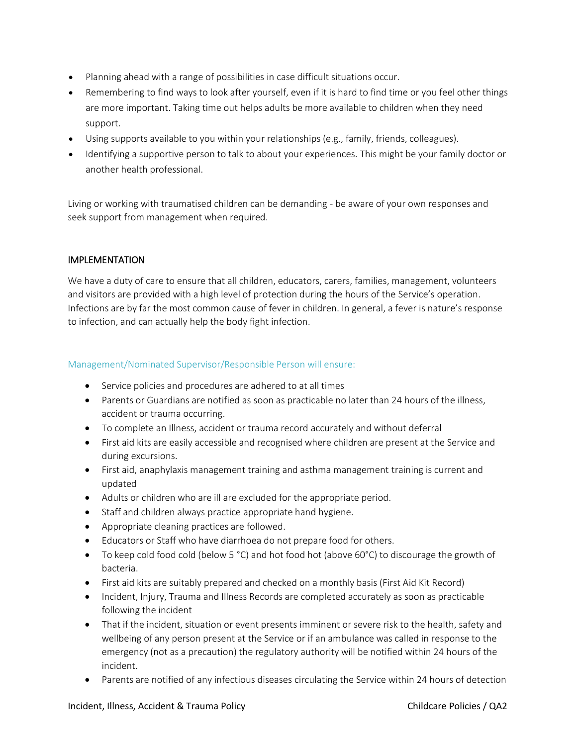- Planning ahead with a range of possibilities in case difficult situations occur.
- Remembering to find ways to look after yourself, even if it is hard to find time or you feel other things are more important. Taking time out helps adults be more available to children when they need support.
- Using supports available to you within your relationships (e.g., family, friends, colleagues).
- Identifying a supportive person to talk to about your experiences. This might be your family doctor or another health professional.

Living or working with traumatised children can be demanding - be aware of your own responses and seek support from management when required.

## IMPLEMENTATION

We have a duty of care to ensure that all children, educators, carers, families, management, volunteers and visitors are provided with a high level of protection during the hours of the Service's operation. Infections are by far the most common cause of fever in children. In general, a fever is nature's response to infection, and can actually help the body fight infection.

### Management/Nominated Supervisor/Responsible Person will ensure:

- Service policies and procedures are adhered to at all times
- Parents or Guardians are notified as soon as practicable no later than 24 hours of the illness, accident or trauma occurring.
- To complete an Illness, accident or trauma record accurately and without deferral
- First aid kits are easily accessible and recognised where children are present at the Service and during excursions.
- First aid, anaphylaxis management training and asthma management training is current and updated
- Adults or children who are ill are excluded for the appropriate period.
- Staff and children always practice appropriate hand hygiene.
- Appropriate cleaning practices are followed.
- Educators or Staff who have diarrhoea do not prepare food for others.
- To keep cold food cold (below 5 °C) and hot food hot (above 60°C) to discourage the growth of bacteria.
- First aid kits are suitably prepared and checked on a monthly basis (First Aid Kit Record)
- Incident, Injury, Trauma and Illness Records are completed accurately as soon as practicable following the incident
- That if the incident, situation or event presents imminent or severe risk to the health, safety and wellbeing of any person present at the Service or if an ambulance was called in response to the emergency (not as a precaution) the regulatory authority will be notified within 24 hours of the incident.
- Parents are notified of any infectious diseases circulating the Service within 24 hours of detection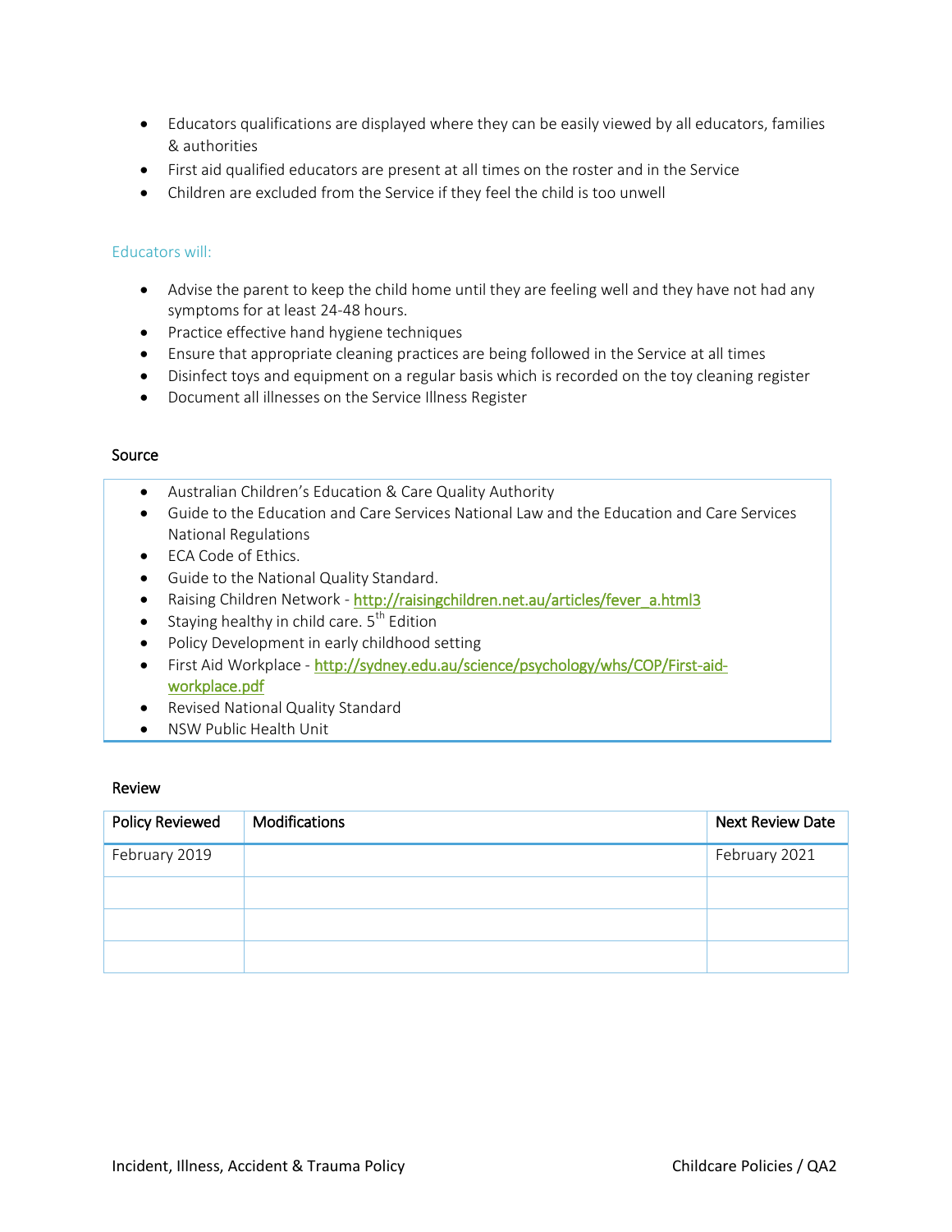- Educators qualifications are displayed where they can be easily viewed by all educators, families & authorities
- First aid qualified educators are present at all times on the roster and in the Service
- Children are excluded from the Service if they feel the child is too unwell

### Educators will:

- Advise the parent to keep the child home until they are feeling well and they have not had any symptoms for at least 24-48 hours.
- Practice effective hand hygiene techniques
- Ensure that appropriate cleaning practices are being followed in the Service at all times
- Disinfect toys and equipment on a regular basis which is recorded on the toy cleaning register
- Document all illnesses on the Service Illness Register

## Source

- Australian Children's Education & Care Quality Authority
- Guide to the Education and Care Services National Law and the Education and Care Services National Regulations
- ECA Code of Ethics.
- Guide to the National Quality Standard.
- Raising Children Network - http://raisingchildren.net.au/articles/fever_a.html3
- Staying healthy in child care. 5th Edition
- Policy Development in early childhood setting
- First Aid Workplace - http://sydney.edu.au/science/psychology/whs/COP/First-aid-workplace.pdf
- Revised National Quality Standard
- NSW Public Health Unit

## Review

| Policy Reviewed | Modifications | Next Review Date |
|---|---|---|
| February 2019 | | February 2021 |
| | | |
| | | |
| | | |